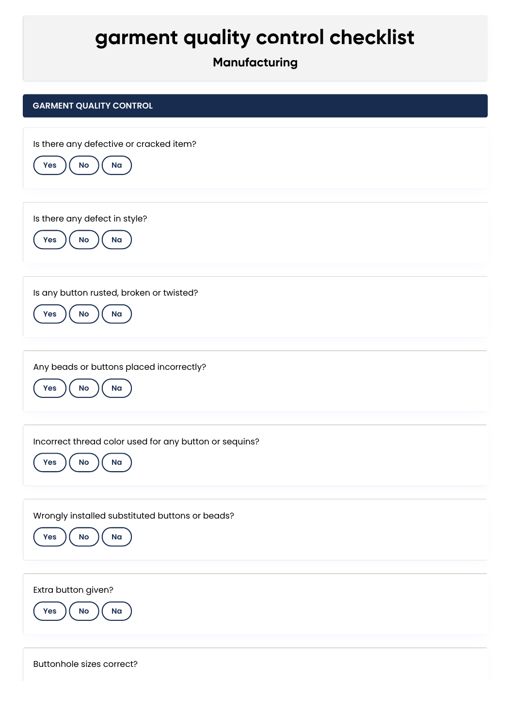# garment quality control checklist

**Manufacturing**

## GARMENT QUALITY CONTROL

Is there any defective or cracked item?

Yes | No | Na

Is there any defect in style?

Yes | No | Na

Is any button rusted, broken or twisted?

Yes | No | Na

Any beads or buttons placed incorrectly?

Yes | No | Na

Incorrect thread color used for any button or sequins?

Yes | No | Na

Wrongly installed substituted buttons or beads?

Yes | No | Na

Extra button given?

Yes | No | Na

Buttonhole sizes correct?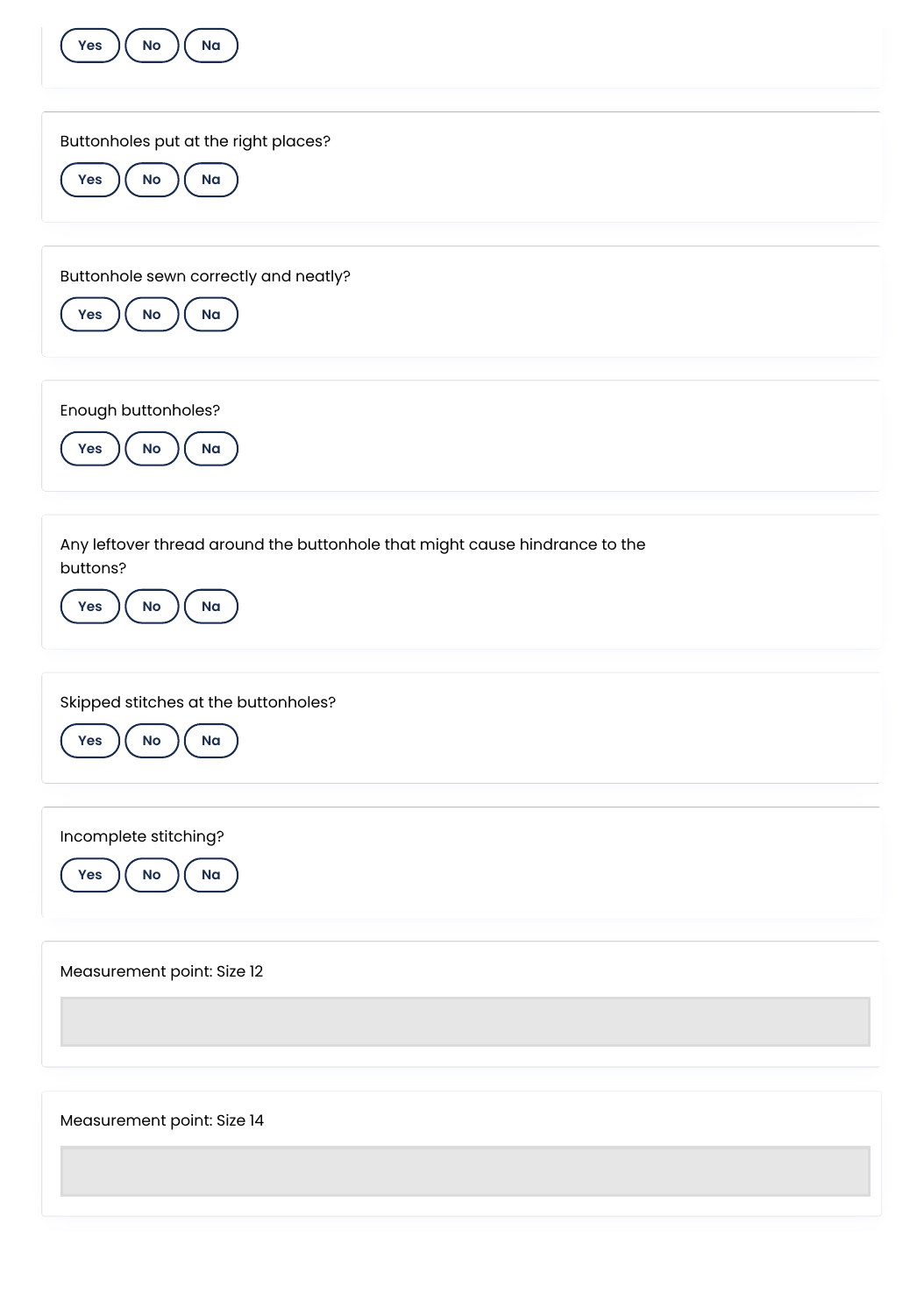Yes No Na

Buttonholes put at the right places?

Yes No Na

Buttonhole sewn correctly and neatly?

Yes No Na

Enough buttonholes?

Yes No Na

Any leftover thread around the buttonhole that might cause hindrance to the buttons?

Yes No Na

Skipped stitches at the buttonholes?

Yes No Na

Incomplete stitching?

Yes No Na

Measurement point: Size 12

Measurement point: Size 14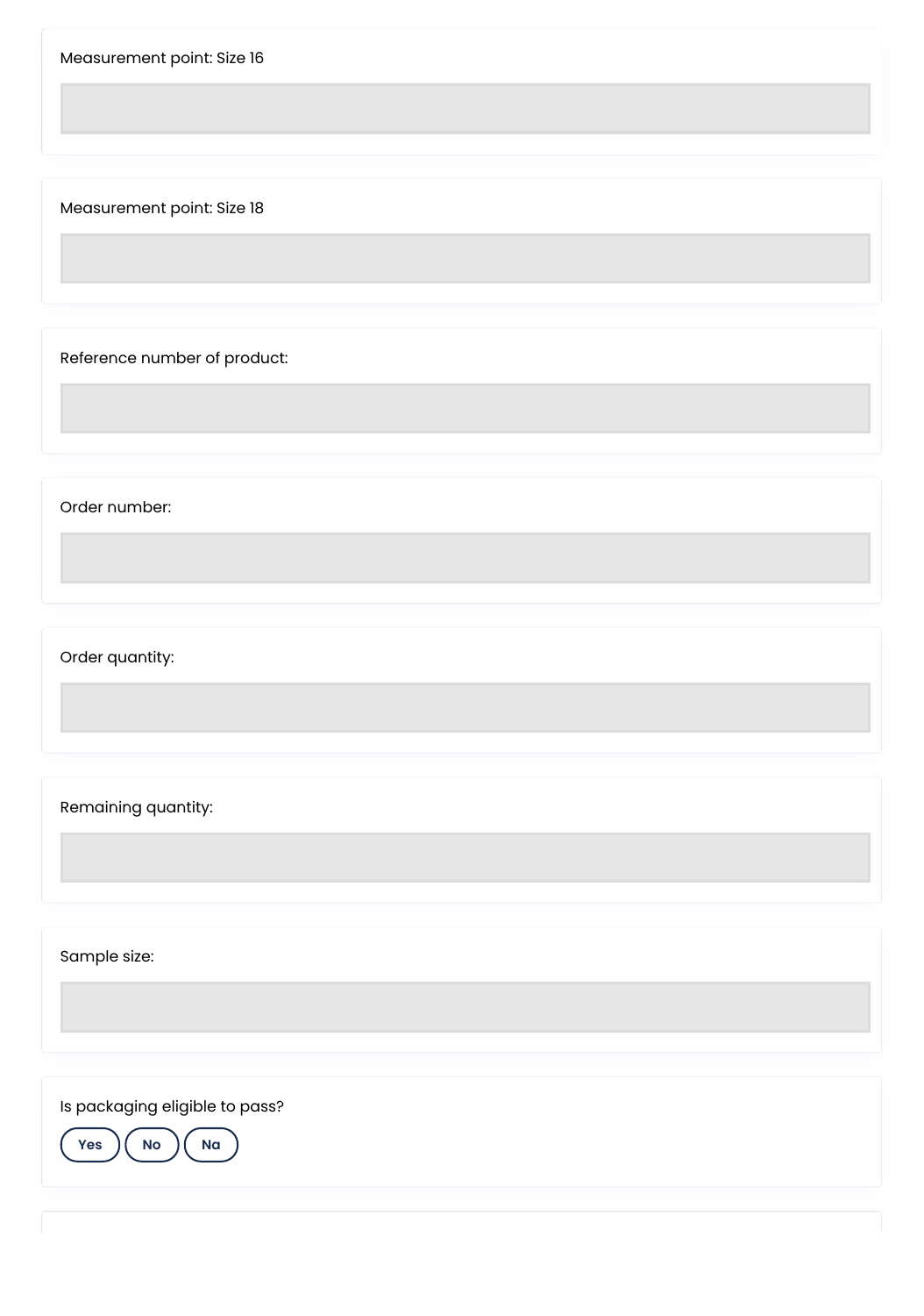Measurement point: Size 16

Measurement point: Size 18

Reference number of product:

Order number:

Order quantity:

Remaining quantity:

Sample size:

Is packaging eligible to pass?

Yes No Na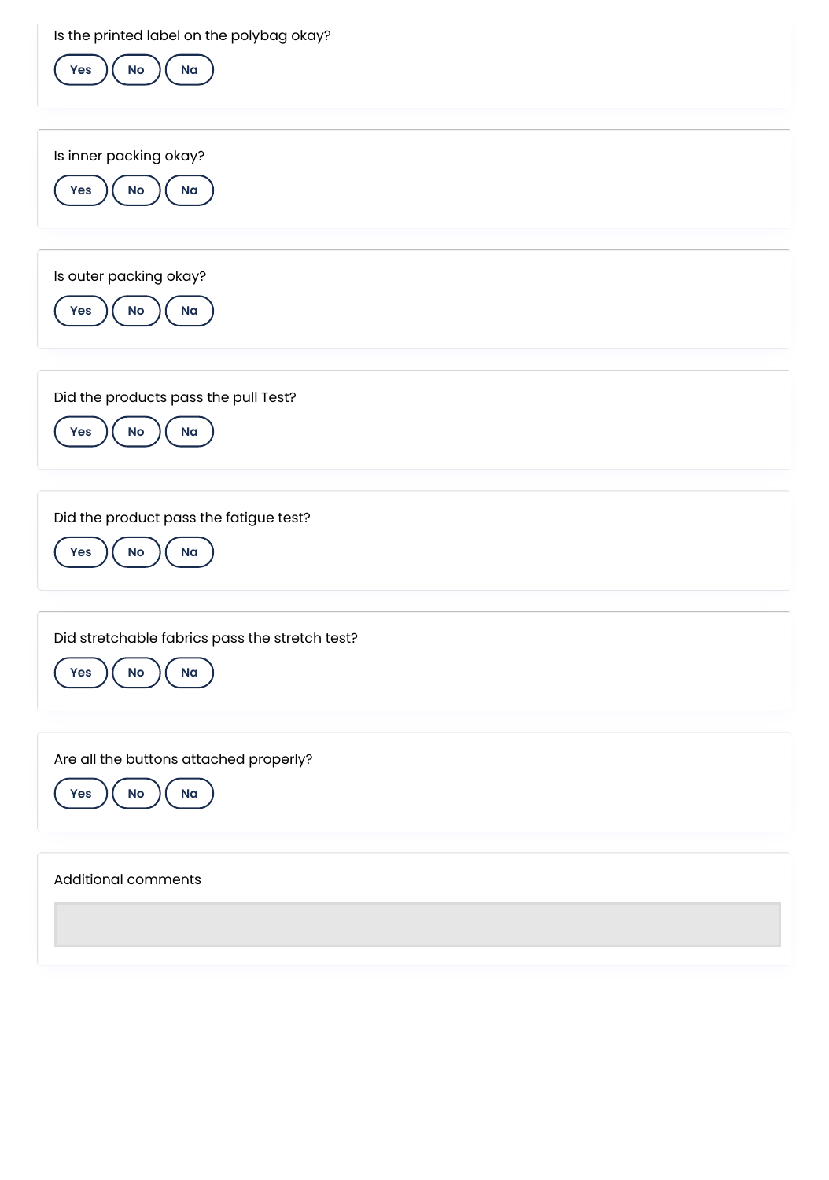Is the printed label on the polybag okay?

Yes No Na

Is inner packing okay?

Yes No Na

Is outer packing okay?

Yes No Na

Did the products pass the pull Test?

Yes No Na

Did the product pass the fatigue test?

Yes No Na

Did stretchable fabrics pass the stretch test?

Yes No Na

Are all the buttons attached properly?

Yes No Na

Additional comments